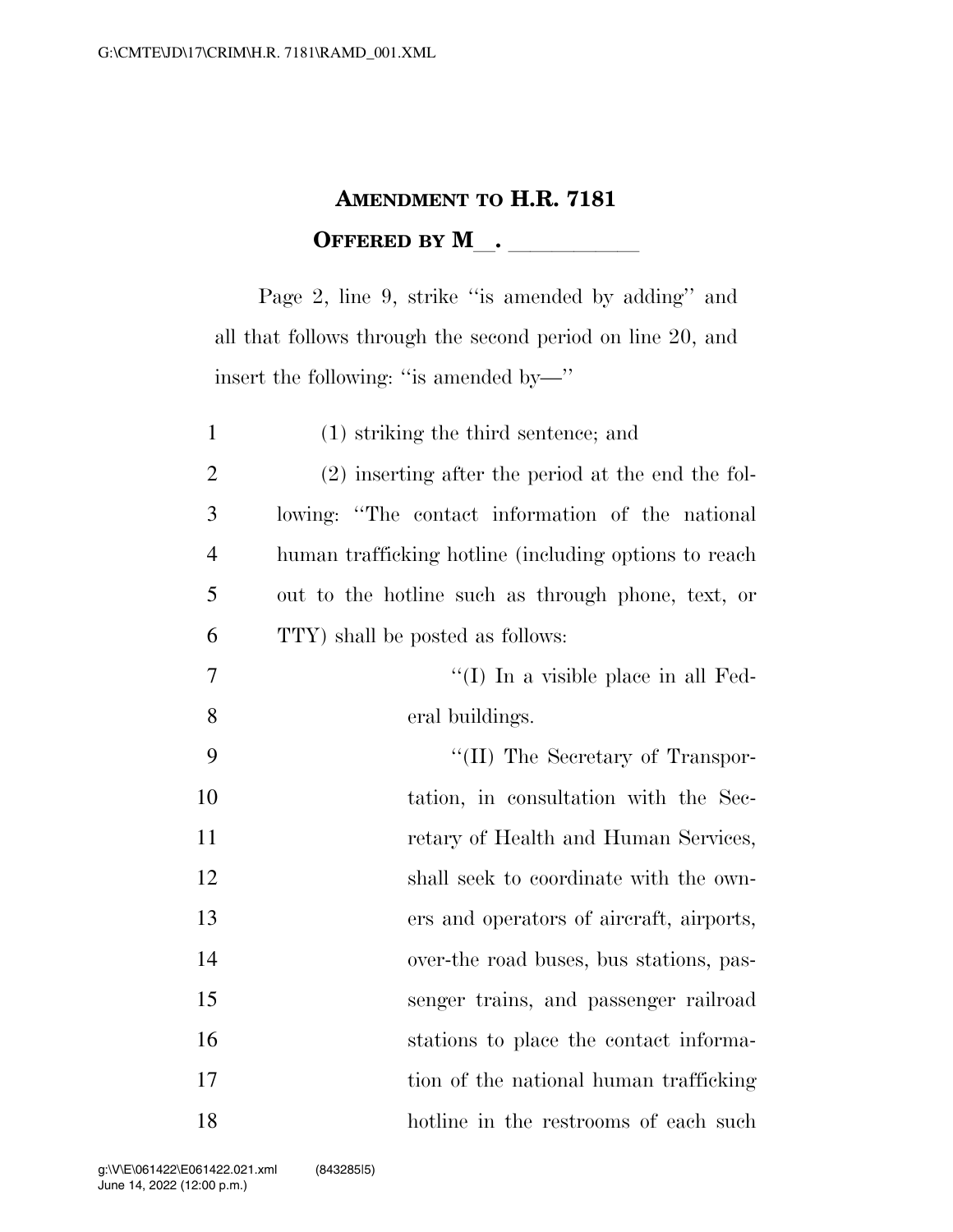# AMENDMENT TO H.R. 7181

## OFFERED BY M\_\_. \_\_\_\_\_\_\_\_\_\_\_

Page 2, line 9, strike ''is amended by adding'' and all that follows through the second period on line 20, and insert the following: ''is amended by—''

(1) striking the third sentence; and

(2) inserting after the period at the end the following: ''The contact information of the national human trafficking hotline (including options to reach out to the hotline such as through phone, text, or TTY) shall be posted as follows:

''(I) In a visible place in all Federal buildings.

''(II) The Secretary of Transportation, in consultation with the Secretary of Health and Human Services, shall seek to coordinate with the owners and operators of aircraft, airports, over-the road buses, bus stations, passenger trains, and passenger railroad stations to place the contact information of the national human trafficking hotline in the restrooms of each such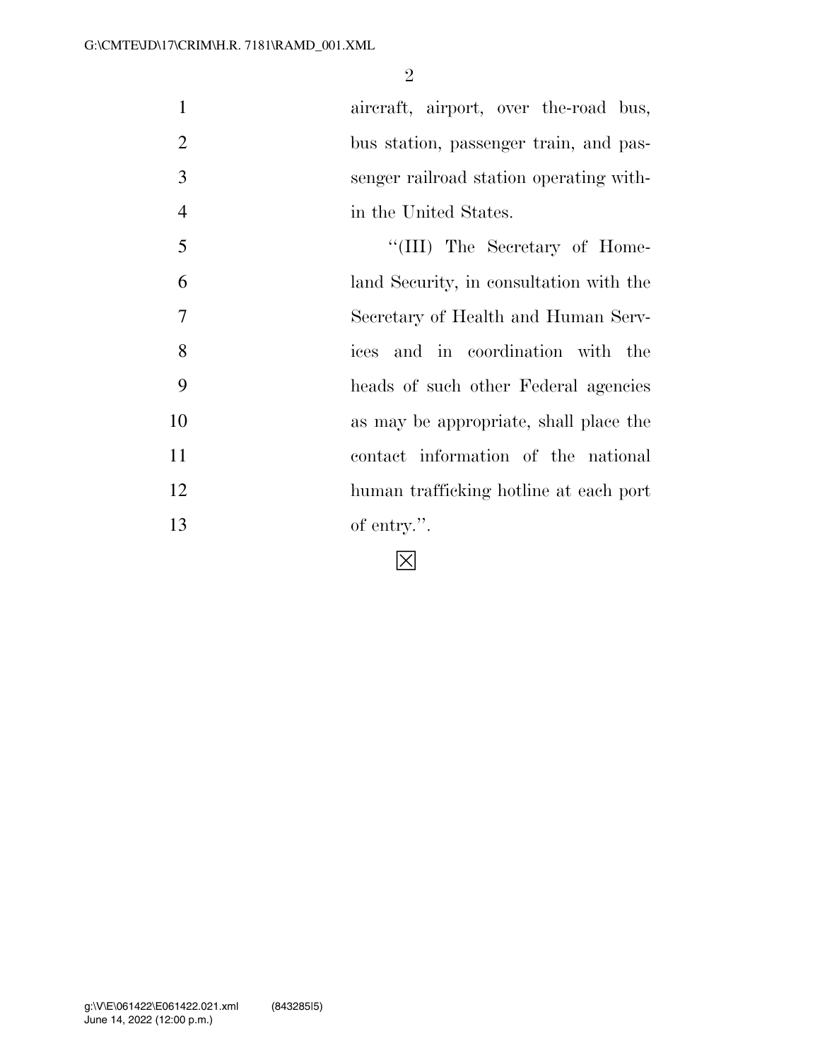aircraft, airport, over the-road bus, bus station, passenger train, and passenger railroad station operating within the United States.

''(III) The Secretary of Homeland Security, in consultation with the Secretary of Health and Human Services and in coordination with the heads of such other Federal agencies as may be appropriate, shall place the contact information of the national human trafficking hotline at each port of entry.''.

☒